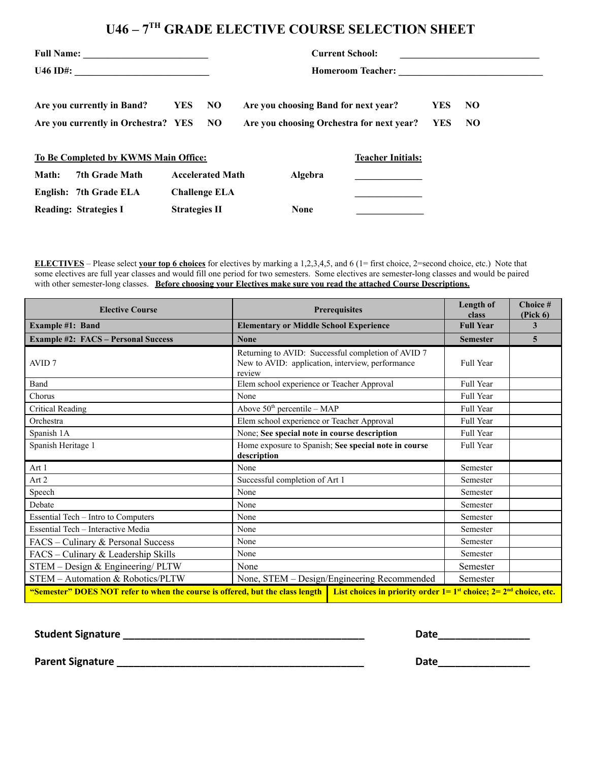# U46 – 7[TH] GRADE ELECTIVE COURSE SELECTION SHEET

**Full Name:** ________________________ **Current School:** ___________________________

**U46 ID#:** __________________________ **Homeroom Teacher:** ____________________________

**Are you currently in Band?** **YES** **NO** **Are you choosing Band for next year?** **YES** **NO**

**Are you currently in Orchestra?** **YES** **NO** **Are you choosing Orchestra for next year?** **YES** **NO**

**To Be Completed by KWMS Main Office:**

| | | | | **Teacher Initials:** |
|---|---|---|---|---|
| **Math:** | **7th Grade Math** | **Accelerated Math** | **Algebra** | _____________ |
| **English:** | **7th Grade ELA** | **Challenge ELA** | | _____________ |
| **Reading:** | **Strategies I** | **Strategies II** | **None** | _____________ |

**ELECTIVES** – Please select **your top 6 choices** for electives by marking a 1,2,3,4,5, and 6 (1= first choice, 2=second choice, etc.) Note that some electives are full year classes and would fill one period for two semesters. Some electives are semester-long classes and would be paired with other semester-long classes. **Before choosing your Electives make sure you read the attached Course Descriptions.**

| Elective Course | Prerequisites | Length of class | Choice # (Pick 6) |
|---|---|---|---|
| **Example #1: Band** | **Elementary or Middle School Experience** | **Full Year** | **3** |
| **Example #2: FACS – Personal Success** | **None** | **Semester** | **5** |
| AVID 7 | Returning to AVID: Successful completion of AVID 7<br>New to AVID: application, interview, performance review | Full Year | |
| Band | Elem school experience or Teacher Approval | Full Year | |
| Chorus | None | Full Year | |
| Critical Reading | Above 50[th] percentile – MAP | Full Year | |
| Orchestra | Elem school experience or Teacher Approval | Full Year | |
| Spanish 1A | None; **See special note in course description** | Full Year | |
| Spanish Heritage 1 | Home exposure to Spanish; **See special note in course description** | Full Year | |
| Art 1 | None | Semester | |
| Art 2 | Successful completion of Art 1 | Semester | |
| Speech | None | Semester | |
| Debate | None | Semester | |
| Essential Tech – Intro to Computers | None | Semester | |
| Essential Tech – Interactive Media | None | Semester | |
| FACS – Culinary & Personal Success | None | Semester | |
| FACS – Culinary & Leadership Skills | None | Semester | |
| STEM – Design & Engineering/ PLTW | None | Semester | |
| STEM – Automation & Robotics/PLTW | None, STEM – Design/Engineering Recommended | Semester | |

**"Semester" DOES NOT refer to when the course is offered, but the class length** | **List choices in priority order 1= 1[st] choice; 2= 2[nd] choice, etc.**

**Student Signature** ________________________________________ **Date**_______________

**Parent Signature** ________________________________________ **Date**_______________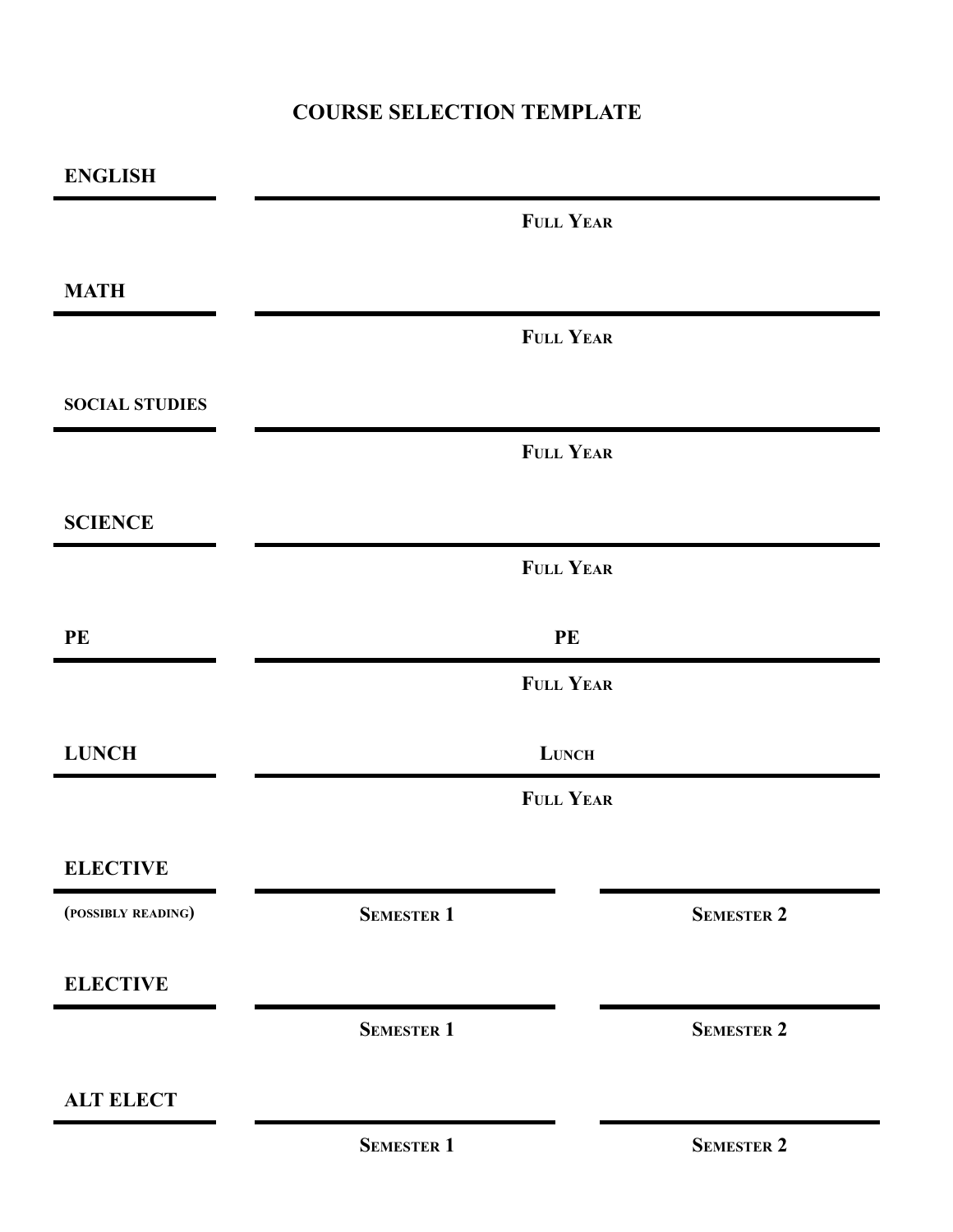# COURSE SELECTION TEMPLATE

| | | |
|---|---|---|
| **ENGLISH** | | |
| | **Full Year** | |
| **MATH** | | |
| | **Full Year** | |
| **SOCIAL STUDIES** | | |
| | **Full Year** | |
| **SCIENCE** | | |
| | **Full Year** | |
| **PE** | **PE** | |
| | **Full Year** | |
| **LUNCH** | **Lunch** | |
| | **Full Year** | |
| **ELECTIVE** | | |
| **(possibly reading)** | **Semester 1** | **Semester 2** |
| **ELECTIVE** | | |
| | **Semester 1** | **Semester 2** |
| **ALT ELECT** | | |
| | **Semester 1** | **Semester 2** |